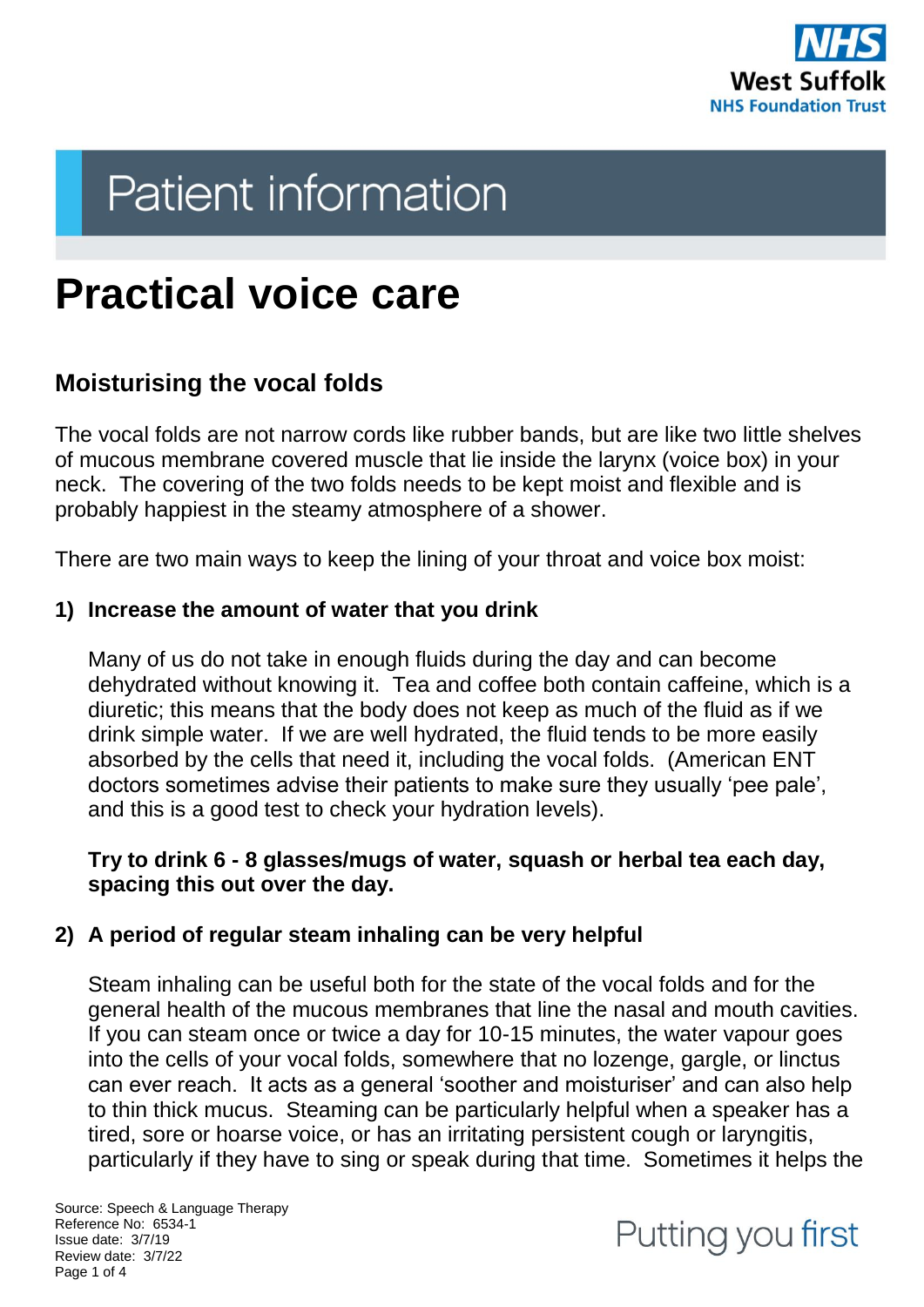# Practical voice care

## Moisturising the vocal folds

The vocal folds are not narrow cords like rubber bands, but are like two little shelves of mucous membrane covered muscle that lie inside the larynx (voice box) in your neck. The covering of the two folds needs to be kept moist and flexible and is probably happiest in the steamy atmosphere of a shower.

There are two main ways to keep the lining of your throat and voice box moist:

**1) Increase the amount of water that you drink**

Many of us do not take in enough fluids during the day and can become dehydrated without knowing it. Tea and coffee both contain caffeine, which is a diuretic; this means that the body does not keep as much of the fluid as if we drink simple water. If we are well hydrated, the fluid tends to be more easily absorbed by the cells that need it, including the vocal folds. (American ENT doctors sometimes advise their patients to make sure they usually 'pee pale', and this is a good test to check your hydration levels).

**Try to drink 6 - 8 glasses/mugs of water, squash or herbal tea each day, spacing this out over the day.**

**2) A period of regular steam inhaling can be very helpful**

Steam inhaling can be useful both for the state of the vocal folds and for the general health of the mucous membranes that line the nasal and mouth cavities. If you can steam once or twice a day for 10-15 minutes, the water vapour goes into the cells of your vocal folds, somewhere that no lozenge, gargle, or linctus can ever reach. It acts as a general 'soother and moisturiser' and can also help to thin thick mucus. Steaming can be particularly helpful when a speaker has a tired, sore or hoarse voice, or has an irritating persistent cough or laryngitis, particularly if they have to sing or speak during that time. Sometimes it helps the

Source: Speech & Language Therapy
Reference No: 6534-1
Issue date: 3/7/19
Review date: 3/7/22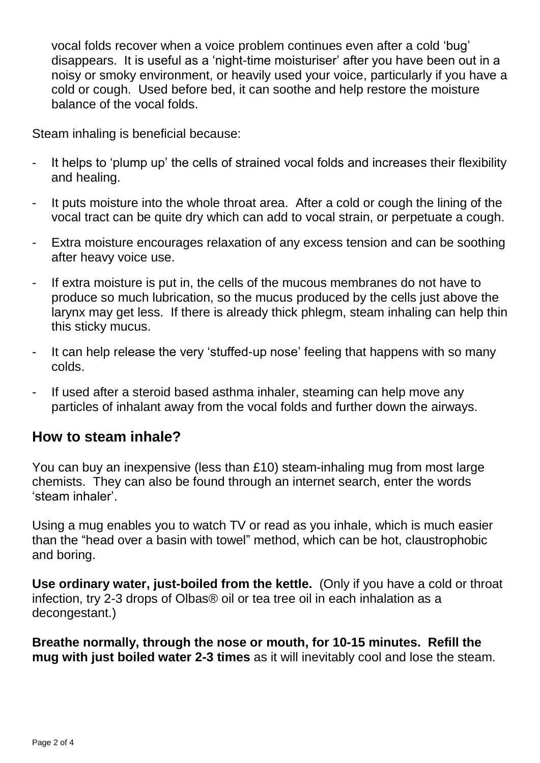vocal folds recover when a voice problem continues even after a cold 'bug' disappears. It is useful as a 'night-time moisturiser' after you have been out in a noisy or smoky environment, or heavily used your voice, particularly if you have a cold or cough. Used before bed, it can soothe and help restore the moisture balance of the vocal folds.

Steam inhaling is beneficial because:

- It helps to 'plump up' the cells of strained vocal folds and increases their flexibility and healing.
- It puts moisture into the whole throat area. After a cold or cough the lining of the vocal tract can be quite dry which can add to vocal strain, or perpetuate a cough.
- Extra moisture encourages relaxation of any excess tension and can be soothing after heavy voice use.
- If extra moisture is put in, the cells of the mucous membranes do not have to produce so much lubrication, so the mucus produced by the cells just above the larynx may get less. If there is already thick phlegm, steam inhaling can help thin this sticky mucus.
- It can help release the very 'stuffed-up nose' feeling that happens with so many colds.
- If used after a steroid based asthma inhaler, steaming can help move any particles of inhalant away from the vocal folds and further down the airways.

## How to steam inhale?

You can buy an inexpensive (less than £10) steam-inhaling mug from most large chemists. They can also be found through an internet search, enter the words 'steam inhaler'.

Using a mug enables you to watch TV or read as you inhale, which is much easier than the "head over a basin with towel" method, which can be hot, claustrophobic and boring.

**Use ordinary water, just-boiled from the kettle.** (Only if you have a cold or throat infection, try 2-3 drops of Olbas® oil or tea tree oil in each inhalation as a decongestant.)

**Breathe normally, through the nose or mouth, for 10-15 minutes. Refill the mug with just boiled water 2-3 times** as it will inevitably cool and lose the steam.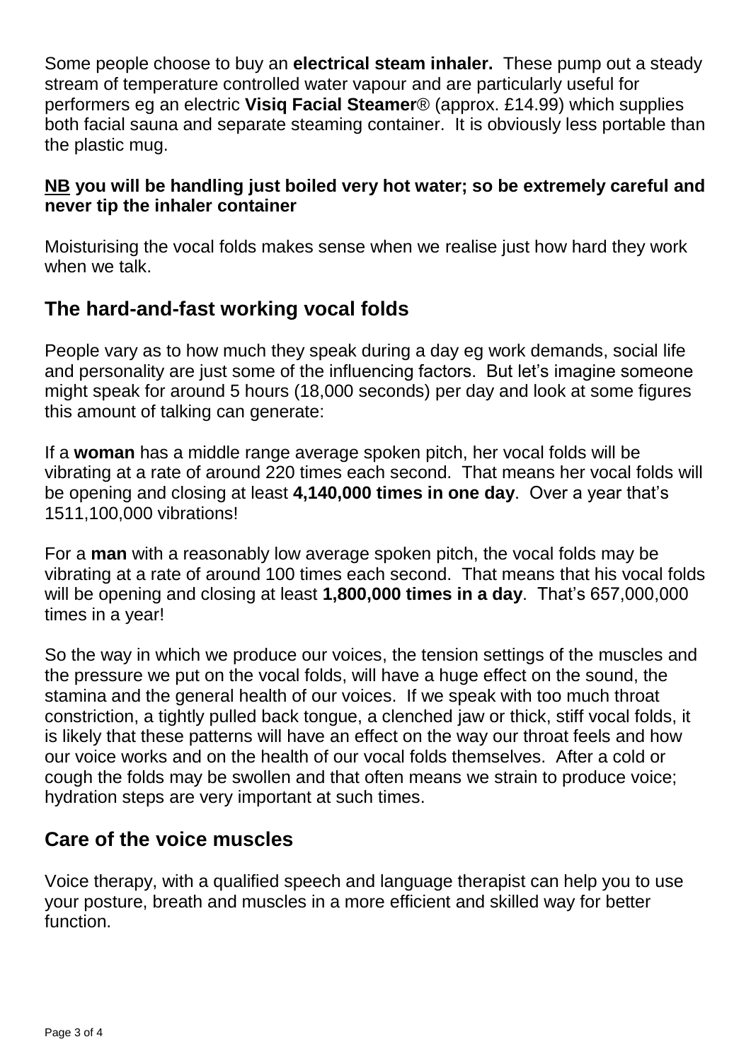Some people choose to buy an **electrical steam inhaler.** These pump out a steady stream of temperature controlled water vapour and are particularly useful for performers eg an electric **Visiq Facial Steamer**® (approx. £14.99) which supplies both facial sauna and separate steaming container. It is obviously less portable than the plastic mug.

**<u>NB</u> you will be handling just boiled very hot water; so be extremely careful and never tip the inhaler container**

Moisturising the vocal folds makes sense when we realise just how hard they work when we talk.

## The hard-and-fast working vocal folds

People vary as to how much they speak during a day eg work demands, social life and personality are just some of the influencing factors. But let's imagine someone might speak for around 5 hours (18,000 seconds) per day and look at some figures this amount of talking can generate:

If a **woman** has a middle range average spoken pitch, her vocal folds will be vibrating at a rate of around 220 times each second. That means her vocal folds will be opening and closing at least **4,140,000 times in one day**. Over a year that's 1511,100,000 vibrations!

For a **man** with a reasonably low average spoken pitch, the vocal folds may be vibrating at a rate of around 100 times each second. That means that his vocal folds will be opening and closing at least **1,800,000 times in a day**. That's 657,000,000 times in a year!

So the way in which we produce our voices, the tension settings of the muscles and the pressure we put on the vocal folds, will have a huge effect on the sound, the stamina and the general health of our voices. If we speak with too much throat constriction, a tightly pulled back tongue, a clenched jaw or thick, stiff vocal folds, it is likely that these patterns will have an effect on the way our throat feels and how our voice works and on the health of our vocal folds themselves. After a cold or cough the folds may be swollen and that often means we strain to produce voice; hydration steps are very important at such times.

## Care of the voice muscles

Voice therapy, with a qualified speech and language therapist can help you to use your posture, breath and muscles in a more efficient and skilled way for better function.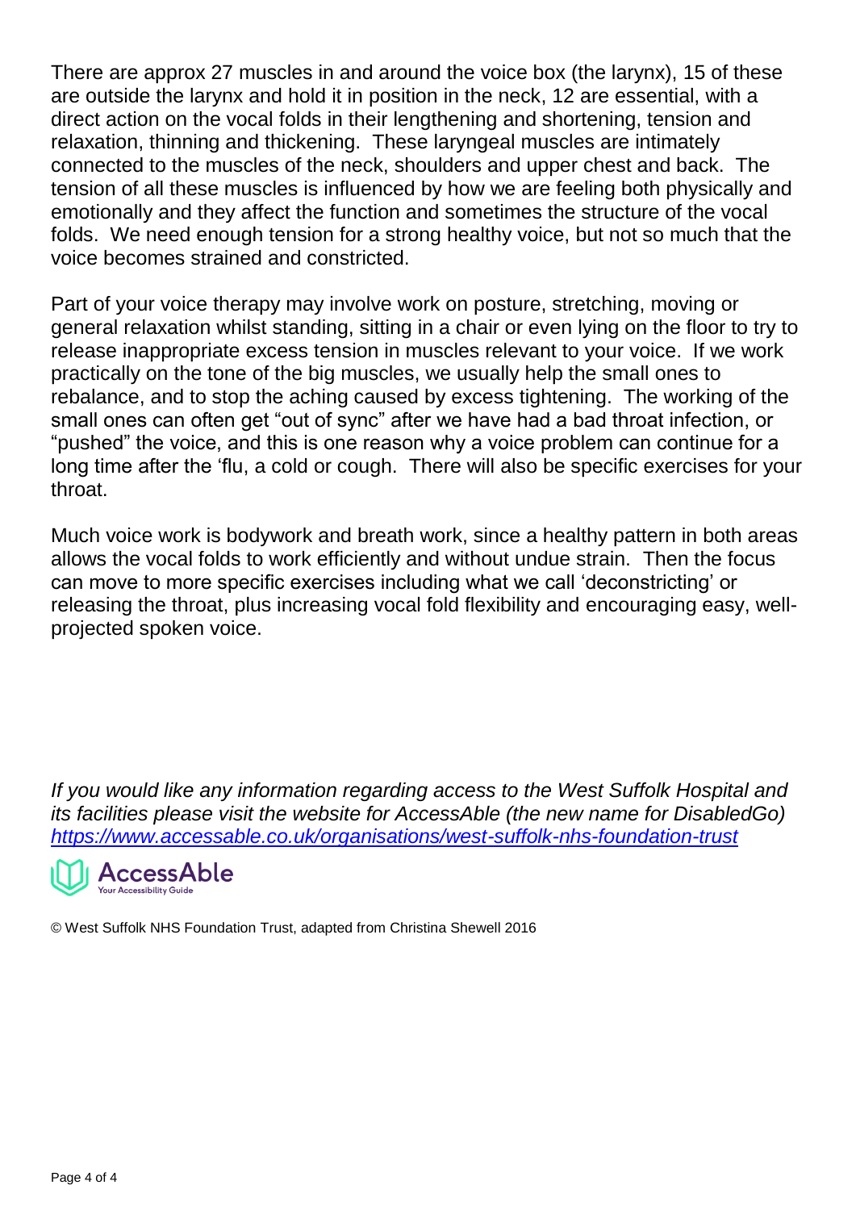There are approx 27 muscles in and around the voice box (the larynx), 15 of these are outside the larynx and hold it in position in the neck, 12 are essential, with a direct action on the vocal folds in their lengthening and shortening, tension and relaxation, thinning and thickening. These laryngeal muscles are intimately connected to the muscles of the neck, shoulders and upper chest and back. The tension of all these muscles is influenced by how we are feeling both physically and emotionally and they affect the function and sometimes the structure of the vocal folds. We need enough tension for a strong healthy voice, but not so much that the voice becomes strained and constricted.

Part of your voice therapy may involve work on posture, stretching, moving or general relaxation whilst standing, sitting in a chair or even lying on the floor to try to release inappropriate excess tension in muscles relevant to your voice. If we work practically on the tone of the big muscles, we usually help the small ones to rebalance, and to stop the aching caused by excess tightening. The working of the small ones can often get "out of sync" after we have had a bad throat infection, or "pushed" the voice, and this is one reason why a voice problem can continue for a long time after the 'flu, a cold or cough. There will also be specific exercises for your throat.

Much voice work is bodywork and breath work, since a healthy pattern in both areas allows the vocal folds to work efficiently and without undue strain. Then the focus can move to more specific exercises including what we call 'deconstricting' or releasing the throat, plus increasing vocal fold flexibility and encouraging easy, well-projected spoken voice.

*If you would like any information regarding access to the West Suffolk Hospital and its facilities please visit the website for AccessAble (the new name for DisabledGo) [https://www.accessable.co.uk/organisations/west-suffolk-nhs-foundation-trust](https://www.accessable.co.uk/organisations/west-suffolk-nhs-foundation-trust)*

AccessAble
Your Accessibility Guide

© West Suffolk NHS Foundation Trust, adapted from Christina Shewell 2016